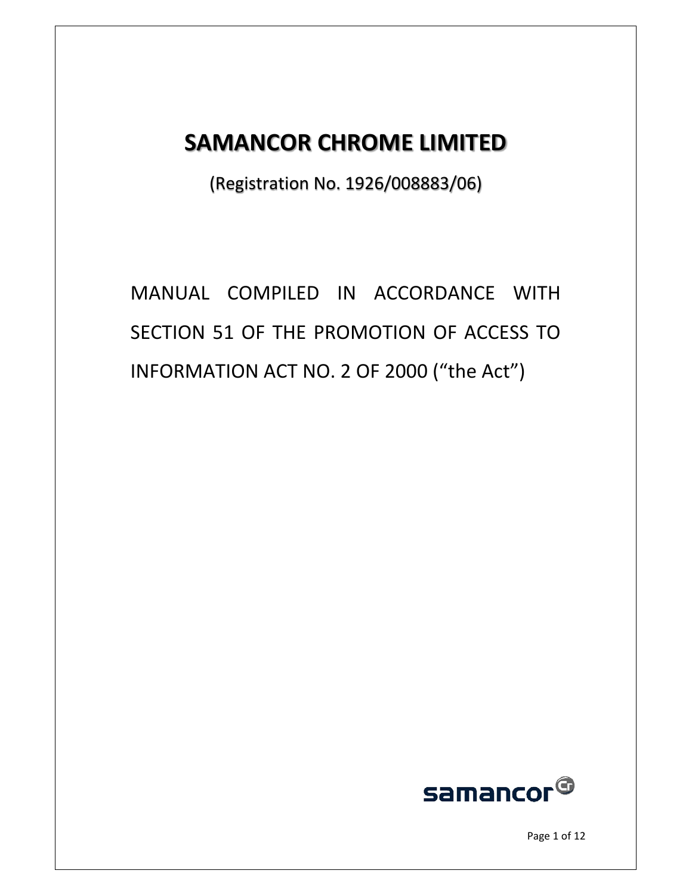# SAMANCOR CHROME LIMITED

(Registration No. 1926/008883/06)

MANUAL COMPILED IN ACCORDANCE WITH SECTION 51 OF THE PROMOTION OF ACCESS TO INFORMATION ACT NO. 2 OF 2000 ("the Act")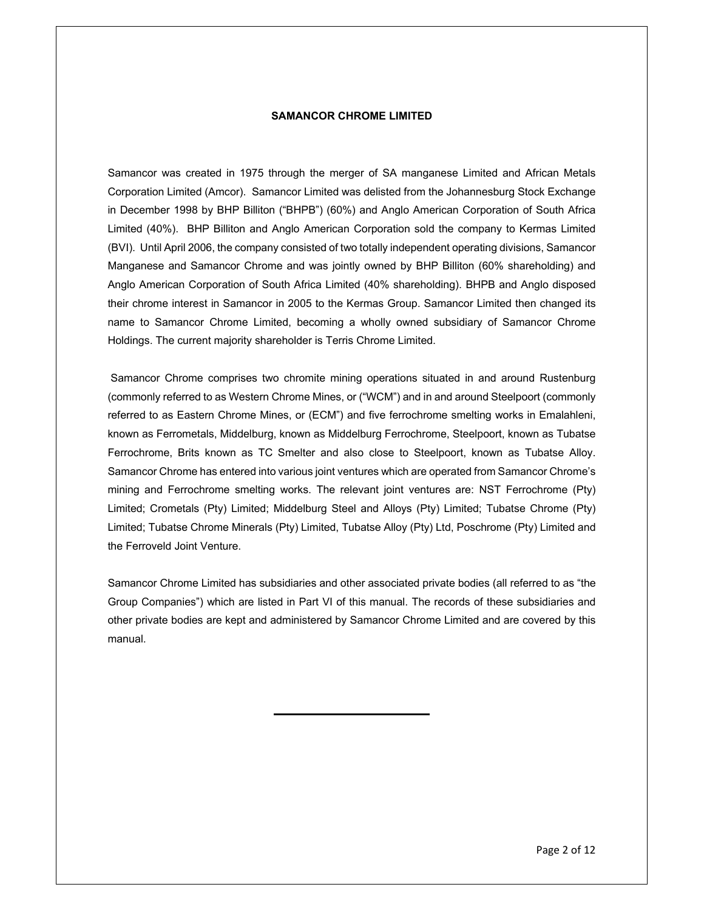# SAMANCOR CHROME LIMITED

Samancor was created in 1975 through the merger of SA manganese Limited and African Metals Corporation Limited (Amcor). Samancor Limited was delisted from the Johannesburg Stock Exchange in December 1998 by BHP Billiton ("BHPB") (60%) and Anglo American Corporation of South Africa Limited (40%). BHP Billiton and Anglo American Corporation sold the company to Kermas Limited (BVI). Until April 2006, the company consisted of two totally independent operating divisions, Samancor Manganese and Samancor Chrome and was jointly owned by BHP Billiton (60% shareholding) and Anglo American Corporation of South Africa Limited (40% shareholding). BHPB and Anglo disposed their chrome interest in Samancor in 2005 to the Kermas Group. Samancor Limited then changed its name to Samancor Chrome Limited, becoming a wholly owned subsidiary of Samancor Chrome Holdings. The current majority shareholder is Terris Chrome Limited.

Samancor Chrome comprises two chromite mining operations situated in and around Rustenburg (commonly referred to as Western Chrome Mines, or ("WCM") and in and around Steelpoort (commonly referred to as Eastern Chrome Mines, or (ECM") and five ferrochrome smelting works in Emalahleni, known as Ferrometals, Middelburg, known as Middelburg Ferrochrome, Steelpoort, known as Tubatse Ferrochrome, Brits known as TC Smelter and also close to Steelpoort, known as Tubatse Alloy. Samancor Chrome has entered into various joint ventures which are operated from Samancor Chrome's mining and Ferrochrome smelting works. The relevant joint ventures are: NST Ferrochrome (Pty) Limited; Crometals (Pty) Limited; Middelburg Steel and Alloys (Pty) Limited; Tubatse Chrome (Pty) Limited; Tubatse Chrome Minerals (Pty) Limited, Tubatse Alloy (Pty) Ltd, Poschrome (Pty) Limited and the Ferroveld Joint Venture.

Samancor Chrome Limited has subsidiaries and other associated private bodies (all referred to as "the Group Companies") which are listed in Part VI of this manual. The records of these subsidiaries and other private bodies are kept and administered by Samancor Chrome Limited and are covered by this manual.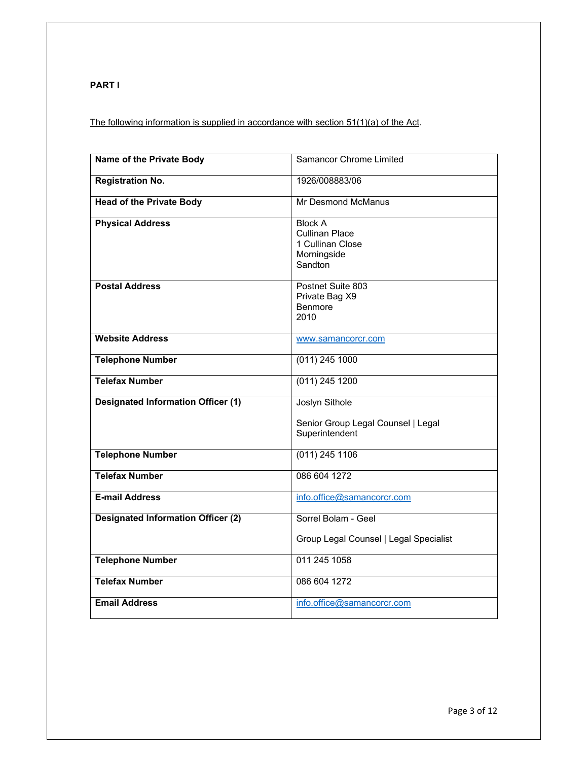**PART I**

<u>The following information is supplied in accordance with section 51(1)(a) of the Act</u>.

| **Name of the Private Body** | Samancor Chrome Limited |
|---|---|
| **Registration No.** | 1926/008883/06 |
| **Head of the Private Body** | Mr Desmond McManus |
| **Physical Address** | Block A<br>Cullinan Place<br>1 Cullinan Close<br>Morningside<br>Sandton |
| **Postal Address** | Postnet Suite 803<br>Private Bag X9<br>Benmore<br>2010 |
| **Website Address** | www.samancorcr.com |
| **Telephone Number** | (011) 245 1000 |
| **Telefax Number** | (011) 245 1200 |
| **Designated Information Officer (1)** | Joslyn Sithole<br><br>Senior Group Legal Counsel \| Legal Superintendent |
| **Telephone Number** | (011) 245 1106 |
| **Telefax Number** | 086 604 1272 |
| **E-mail Address** | info.office@samancorcr.com |
| **Designated Information Officer (2)** | Sorrel Bolam - Geel<br><br>Group Legal Counsel \| Legal Specialist |
| **Telephone Number** | 011 245 1058 |
| **Telefax Number** | 086 604 1272 |
| **Email Address** | info.office@samancorcr.com |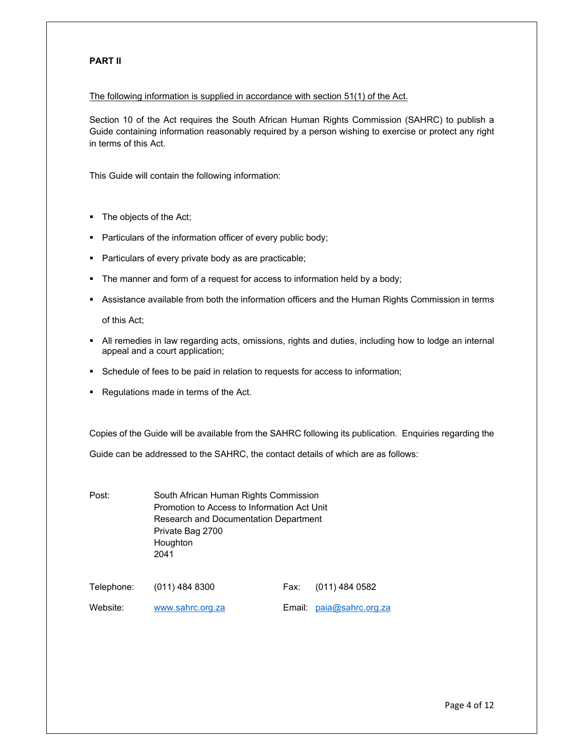**PART II**

The following information is supplied in accordance with section 51(1) of the Act.

Section 10 of the Act requires the South African Human Rights Commission (SAHRC) to publish a Guide containing information reasonably required by a person wishing to exercise or protect any right in terms of this Act.

This Guide will contain the following information:

- The objects of the Act;
- Particulars of the information officer of every public body;
- Particulars of every private body as are practicable;
- The manner and form of a request for access to information held by a body;
- Assistance available from both the information officers and the Human Rights Commission in terms of this Act;
- All remedies in law regarding acts, omissions, rights and duties, including how to lodge an internal appeal and a court application;
- Schedule of fees to be paid in relation to requests for access to information;
- Regulations made in terms of the Act.

Copies of the Guide will be available from the SAHRC following its publication. Enquiries regarding the Guide can be addressed to the SAHRC, the contact details of which are as follows:

Post: South African Human Rights Commission
Promotion to Access to Information Act Unit
Research and Documentation Department
Private Bag 2700
Houghton
2041

Telephone: (011) 484 8300 Fax: (011) 484 0582

Website: www.sahrc.org.za Email: paia@sahrc.org.za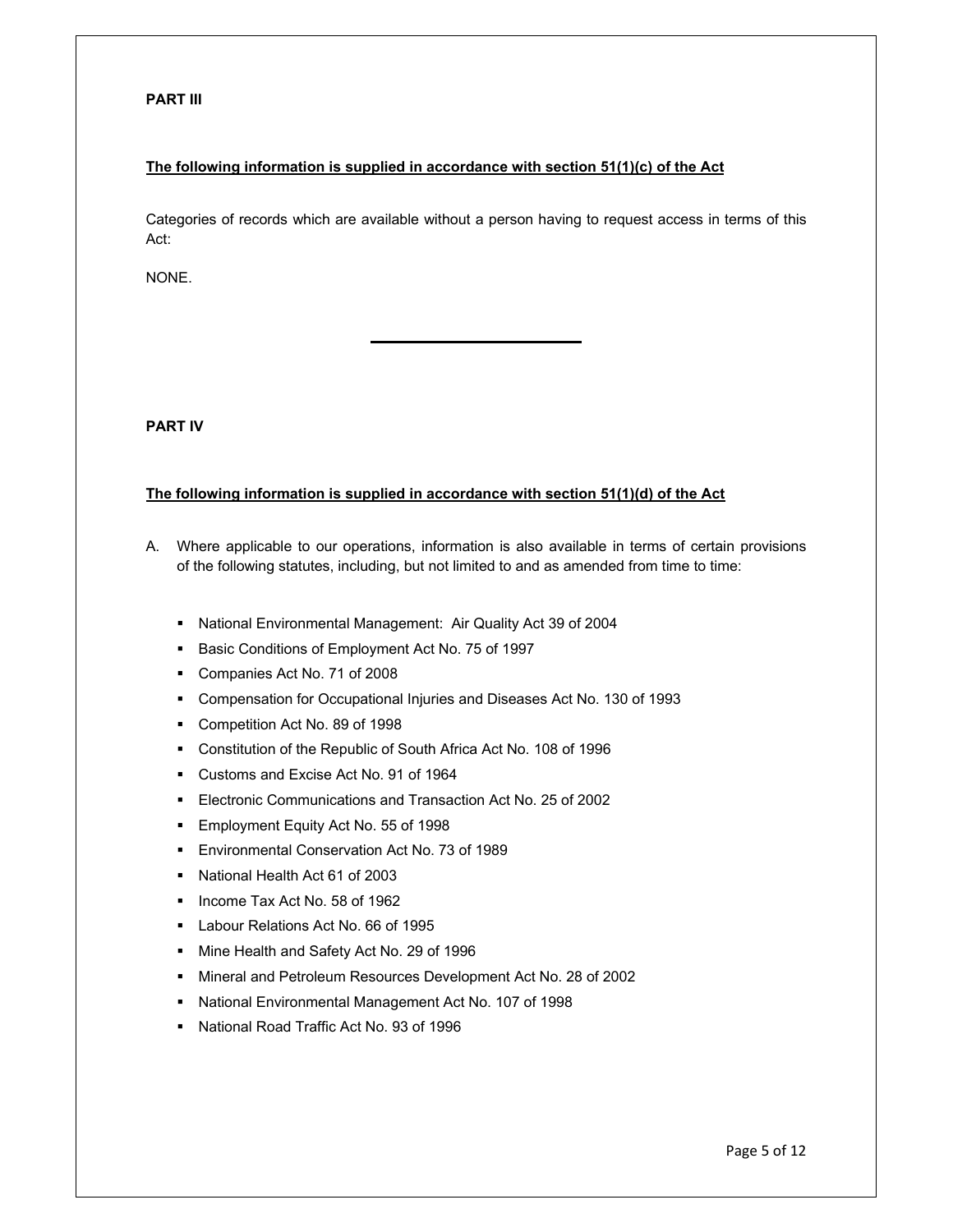**PART III**

**The following information is supplied in accordance with section 51(1)(c) of the Act**

Categories of records which are available without a person having to request access in terms of this Act:

NONE.

---

**PART IV**

**The following information is supplied in accordance with section 51(1)(d) of the Act**

A. Where applicable to our operations, information is also available in terms of certain provisions of the following statutes, including, but not limited to and as amended from time to time:

- National Environmental Management: Air Quality Act 39 of 2004
- Basic Conditions of Employment Act No. 75 of 1997
- Companies Act No. 71 of 2008
- Compensation for Occupational Injuries and Diseases Act No. 130 of 1993
- Competition Act No. 89 of 1998
- Constitution of the Republic of South Africa Act No. 108 of 1996
- Customs and Excise Act No. 91 of 1964
- Electronic Communications and Transaction Act No. 25 of 2002
- Employment Equity Act No. 55 of 1998
- Environmental Conservation Act No. 73 of 1989
- National Health Act 61 of 2003
- Income Tax Act No. 58 of 1962
- Labour Relations Act No. 66 of 1995
- Mine Health and Safety Act No. 29 of 1996
- Mineral and Petroleum Resources Development Act No. 28 of 2002
- National Environmental Management Act No. 107 of 1998
- National Road Traffic Act No. 93 of 1996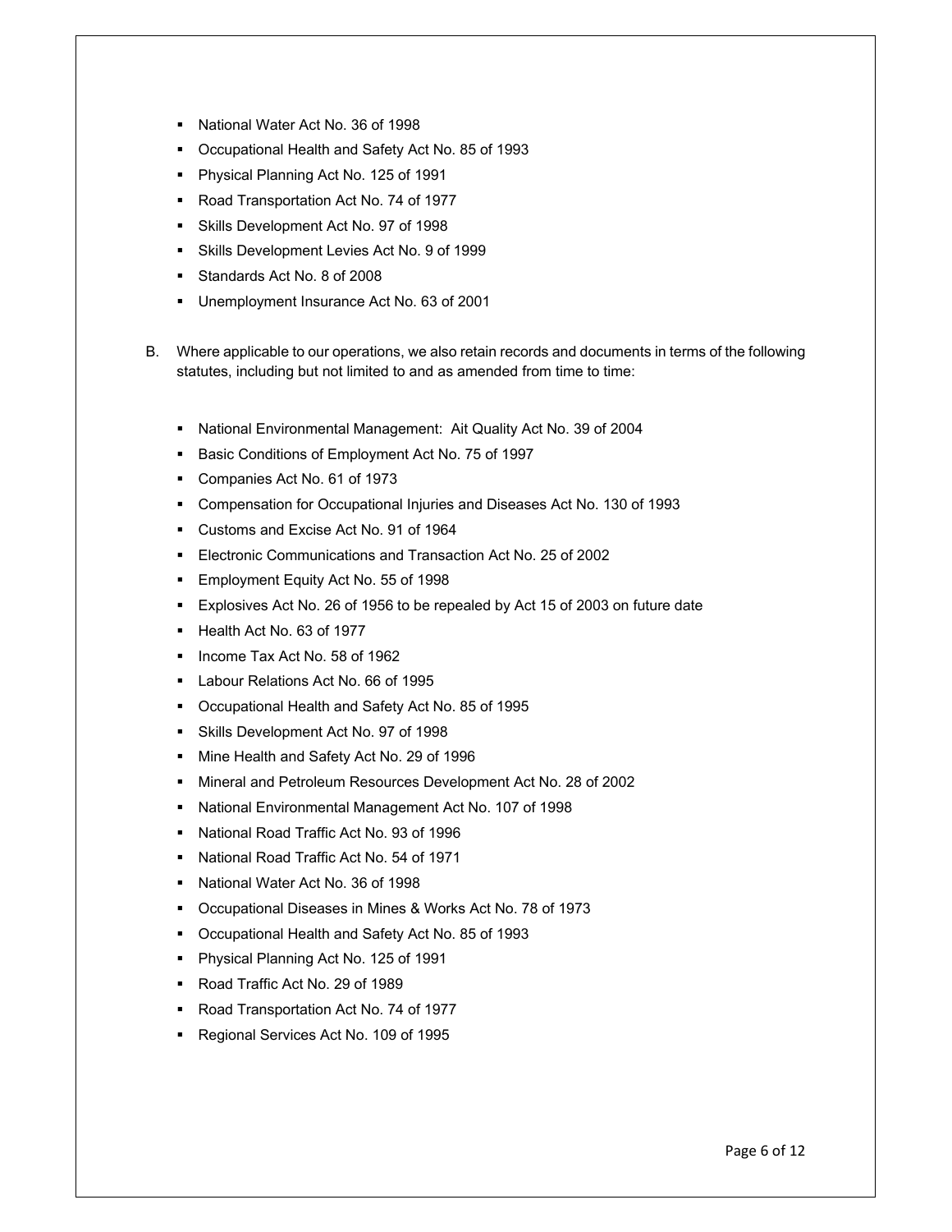- National Water Act No. 36 of 1998
- Occupational Health and Safety Act No. 85 of 1993
- Physical Planning Act No. 125 of 1991
- Road Transportation Act No. 74 of 1977
- Skills Development Act No. 97 of 1998
- Skills Development Levies Act No. 9 of 1999
- Standards Act No. 8 of 2008
- Unemployment Insurance Act No. 63 of 2001

B. Where applicable to our operations, we also retain records and documents in terms of the following statutes, including but not limited to and as amended from time to time:

- National Environmental Management: Ait Quality Act No. 39 of 2004
- Basic Conditions of Employment Act No. 75 of 1997
- Companies Act No. 61 of 1973
- Compensation for Occupational Injuries and Diseases Act No. 130 of 1993
- Customs and Excise Act No. 91 of 1964
- Electronic Communications and Transaction Act No. 25 of 2002
- Employment Equity Act No. 55 of 1998
- Explosives Act No. 26 of 1956 to be repealed by Act 15 of 2003 on future date
- Health Act No. 63 of 1977
- Income Tax Act No. 58 of 1962
- Labour Relations Act No. 66 of 1995
- Occupational Health and Safety Act No. 85 of 1995
- Skills Development Act No. 97 of 1998
- Mine Health and Safety Act No. 29 of 1996
- Mineral and Petroleum Resources Development Act No. 28 of 2002
- National Environmental Management Act No. 107 of 1998
- National Road Traffic Act No. 93 of 1996
- National Road Traffic Act No. 54 of 1971
- National Water Act No. 36 of 1998
- Occupational Diseases in Mines & Works Act No. 78 of 1973
- Occupational Health and Safety Act No. 85 of 1993
- Physical Planning Act No. 125 of 1991
- Road Traffic Act No. 29 of 1989
- Road Transportation Act No. 74 of 1977
- Regional Services Act No. 109 of 1995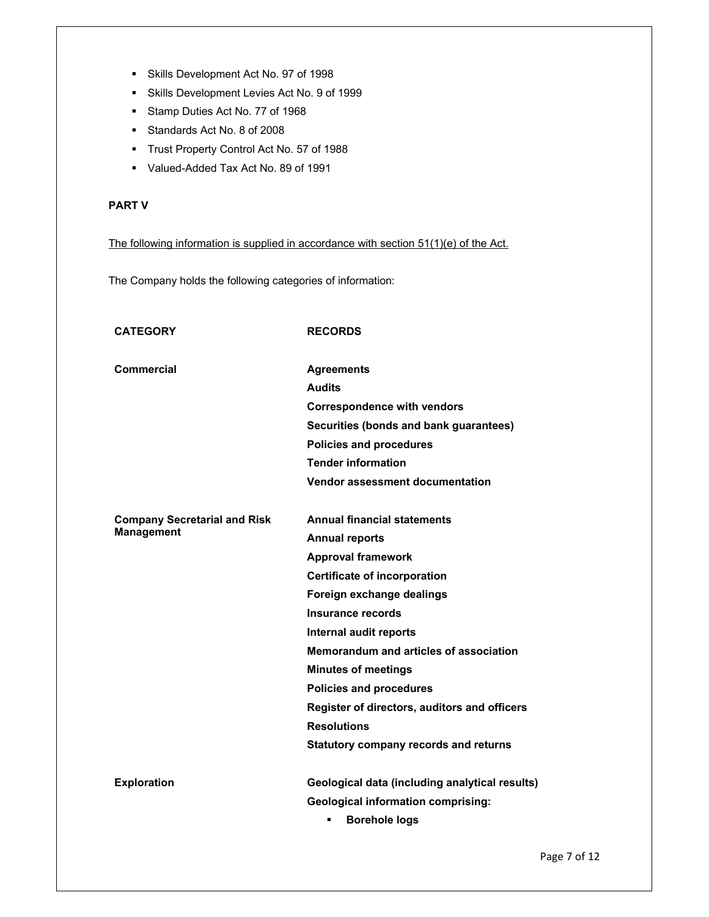- Skills Development Act No. 97 of 1998
- Skills Development Levies Act No. 9 of 1999
- Stamp Duties Act No. 77 of 1968
- Standards Act No. 8 of 2008
- Trust Property Control Act No. 57 of 1988
- Valued-Added Tax Act No. 89 of 1991

**PART V**

The following information is supplied in accordance with section 51(1)(e) of the Act.

The Company holds the following categories of information:

| CATEGORY | RECORDS |
|---|---|
| **Commercial** | **Agreements** |
| | **Audits** |
| | **Correspondence with vendors** |
| | **Securities (bonds and bank guarantees)** |
| | **Policies and procedures** |
| | **Tender information** |
| | **Vendor assessment documentation** |
| **Company Secretarial and Risk Management** | **Annual financial statements** |
| | **Annual reports** |
| | **Approval framework** |
| | **Certificate of incorporation** |
| | **Foreign exchange dealings** |
| | **Insurance records** |
| | **Internal audit reports** |
| | **Memorandum and articles of association** |
| | **Minutes of meetings** |
| | **Policies and procedures** |
| | **Register of directors, auditors and officers** |
| | **Resolutions** |
| | **Statutory company records and returns** |
| **Exploration** | **Geological data (including analytical results)** |
| | **Geological information comprising:** |
| | ▪ **Borehole logs** |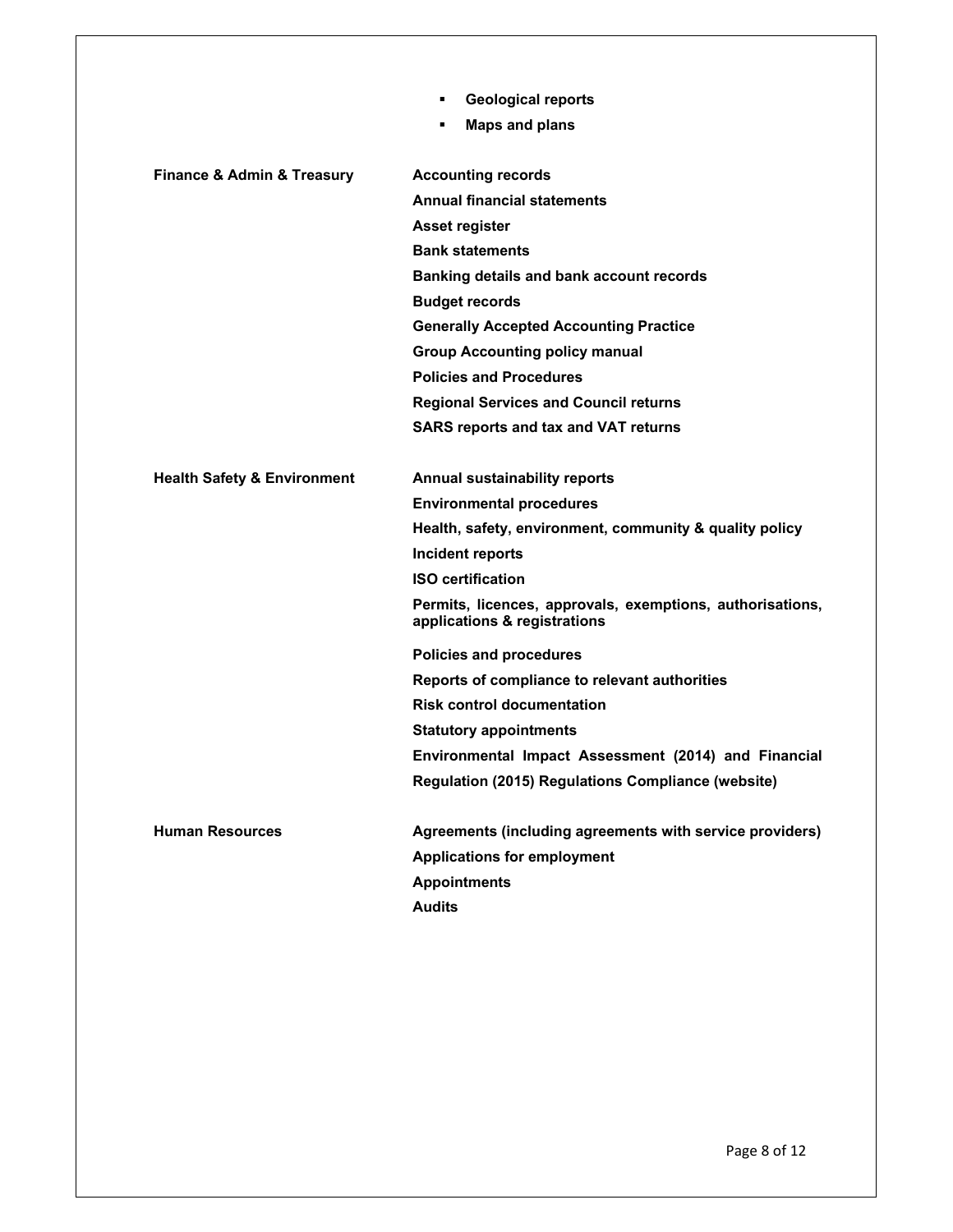- **Geological reports**
- **Maps and plans**

| | |
|---|---|
| **Finance & Admin & Treasury** | **Accounting records** |
| | **Annual financial statements** |
| | **Asset register** |
| | **Bank statements** |
| | **Banking details and bank account records** |
| | **Budget records** |
| | **Generally Accepted Accounting Practice** |
| | **Group Accounting policy manual** |
| | **Policies and Procedures** |
| | **Regional Services and Council returns** |
| | **SARS reports and tax and VAT returns** |
| **Health Safety & Environment** | **Annual sustainability reports** |
| | **Environmental procedures** |
| | **Health, safety, environment, community & quality policy** |
| | **Incident reports** |
| | **ISO certification** |
| | **Permits, licences, approvals, exemptions, authorisations, applications & registrations** |
| | **Policies and procedures** |
| | **Reports of compliance to relevant authorities** |
| | **Risk control documentation** |
| | **Statutory appointments** |
| | **Environmental Impact Assessment (2014) and Financial Regulation (2015) Regulations Compliance (website)** |
| **Human Resources** | **Agreements (including agreements with service providers)** |
| | **Applications for employment** |
| | **Appointments** |
| | **Audits** |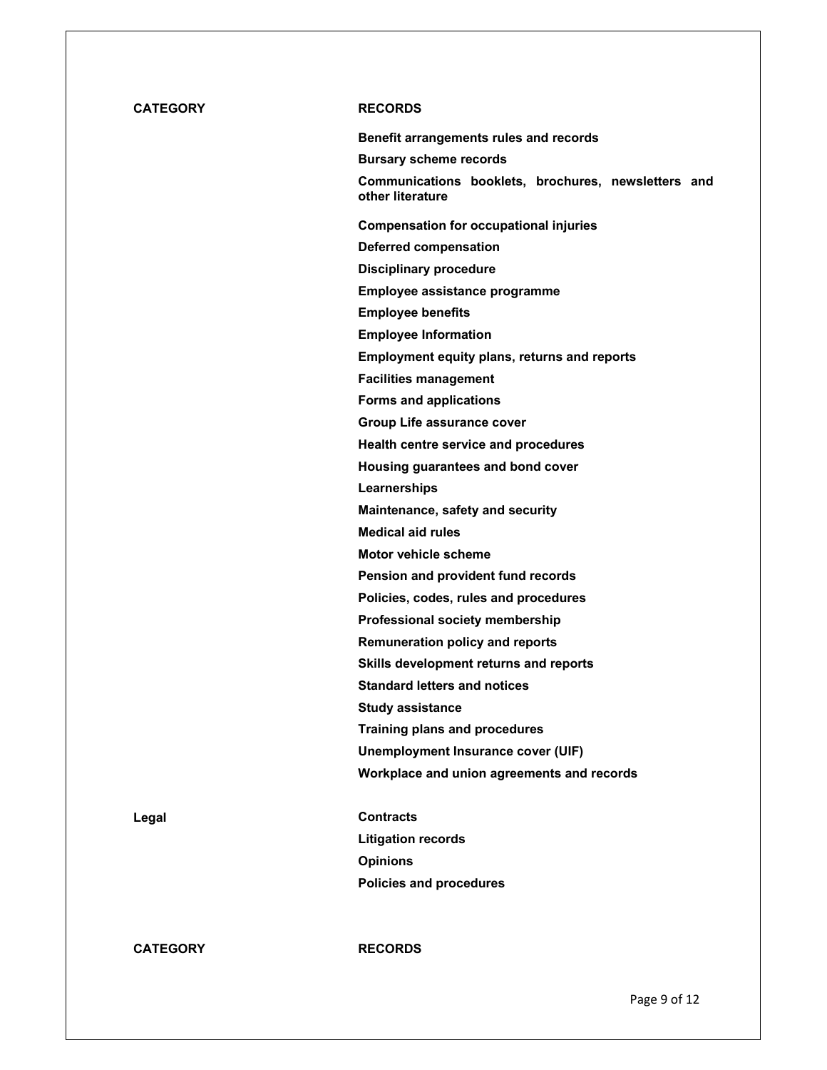| CATEGORY | RECORDS |
| --- | --- |
| | **Benefit arrangements rules and records** |
| | **Bursary scheme records** |
| | **Communications booklets, brochures, newsletters and other literature** |
| | **Compensation for occupational injuries** |
| | **Deferred compensation** |
| | **Disciplinary procedure** |
| | **Employee assistance programme** |
| | **Employee benefits** |
| | **Employee Information** |
| | **Employment equity plans, returns and reports** |
| | **Facilities management** |
| | **Forms and applications** |
| | **Group Life assurance cover** |
| | **Health centre service and procedures** |
| | **Housing guarantees and bond cover** |
| | **Learnerships** |
| | **Maintenance, safety and security** |
| | **Medical aid rules** |
| | **Motor vehicle scheme** |
| | **Pension and provident fund records** |
| | **Policies, codes, rules and procedures** |
| | **Professional society membership** |
| | **Remuneration policy and reports** |
| | **Skills development returns and reports** |
| | **Standard letters and notices** |
| | **Study assistance** |
| | **Training plans and procedures** |
| | **Unemployment Insurance cover (UIF)** |
| | **Workplace and union agreements and records** |
| **Legal** | **Contracts** |
| | **Litigation records** |
| | **Opinions** |
| | **Policies and procedures** |

| CATEGORY | RECORDS |
| --- | --- |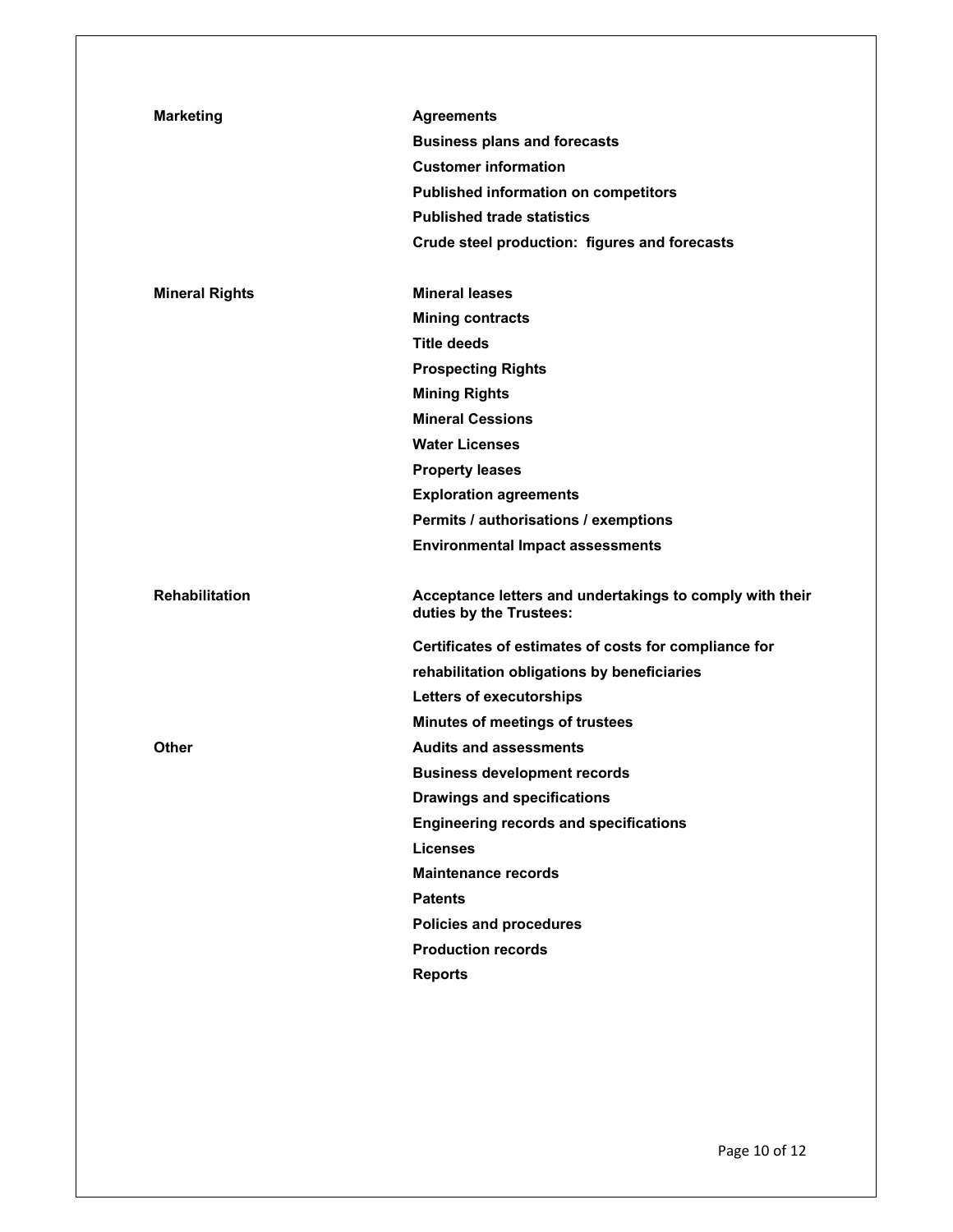| | |
|---|---|
| **Marketing** | **Agreements** |
| | **Business plans and forecasts** |
| | **Customer information** |
| | **Published information on competitors** |
| | **Published trade statistics** |
| | **Crude steel production: figures and forecasts** |
| **Mineral Rights** | **Mineral leases** |
| | **Mining contracts** |
| | **Title deeds** |
| | **Prospecting Rights** |
| | **Mining Rights** |
| | **Mineral Cessions** |
| | **Water Licenses** |
| | **Property leases** |
| | **Exploration agreements** |
| | **Permits / authorisations / exemptions** |
| | **Environmental Impact assessments** |
| **Rehabilitation** | **Acceptance letters and undertakings to comply with their duties by the Trustees:** |
| | **Certificates of estimates of costs for compliance for rehabilitation obligations by beneficiaries** |
| | **Letters of executorships** |
| | **Minutes of meetings of trustees** |
| **Other** | **Audits and assessments** |
| | **Business development records** |
| | **Drawings and specifications** |
| | **Engineering records and specifications** |
| | **Licenses** |
| | **Maintenance records** |
| | **Patents** |
| | **Policies and procedures** |
| | **Production records** |
| | **Reports** |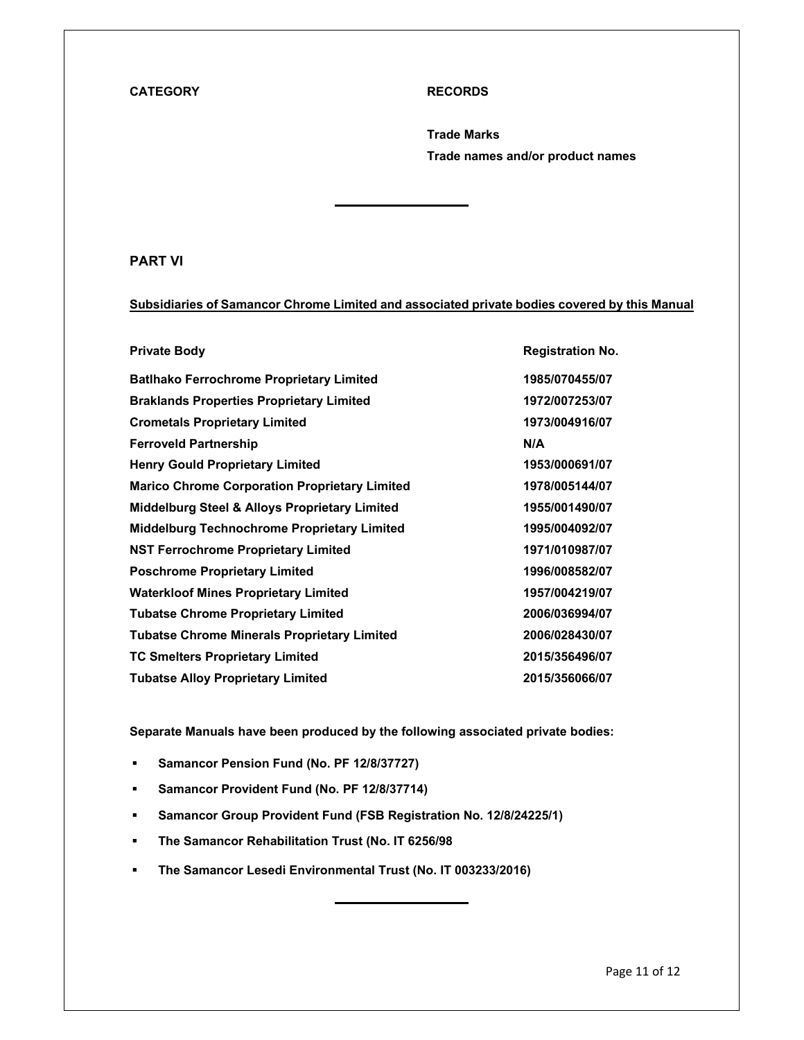| CATEGORY | RECORDS |
|---|---|
| | Trade Marks |
| | Trade names and/or product names |

---

## PART VI

**Subsidiaries of Samancor Chrome Limited and associated private bodies covered by this Manual**

| Private Body | Registration No. |
|---|---|
| Batlhako Ferrochrome Proprietary Limited | 1985/070455/07 |
| Braklands Properties Proprietary Limited | 1972/007253/07 |
| Crometals Proprietary Limited | 1973/004916/07 |
| Ferroveld Partnership | N/A |
| Henry Gould Proprietary Limited | 1953/000691/07 |
| Marico Chrome Corporation Proprietary Limited | 1978/005144/07 |
| Middelburg Steel & Alloys Proprietary Limited | 1955/001490/07 |
| Middelburg Technochrome Proprietary Limited | 1995/004092/07 |
| NST Ferrochrome Proprietary Limited | 1971/010987/07 |
| Poschrome Proprietary Limited | 1996/008582/07 |
| Waterkloof Mines Proprietary Limited | 1957/004219/07 |
| Tubatse Chrome Proprietary Limited | 2006/036994/07 |
| Tubatse Chrome Minerals Proprietary Limited | 2006/028430/07 |
| TC Smelters Proprietary Limited | 2015/356496/07 |
| Tubatse Alloy Proprietary Limited | 2015/356066/07 |

**Separate Manuals have been produced by the following associated private bodies:**

- **Samancor Pension Fund (No. PF 12/8/37727)**
- **Samancor Provident Fund (No. PF 12/8/37714)**
- **Samancor Group Provident Fund (FSB Registration No. 12/8/24225/1)**
- **The Samancor Rehabilitation Trust (No. IT 6256/98**
- **The Samancor Lesedi Environmental Trust (No. IT 003233/2016)**

---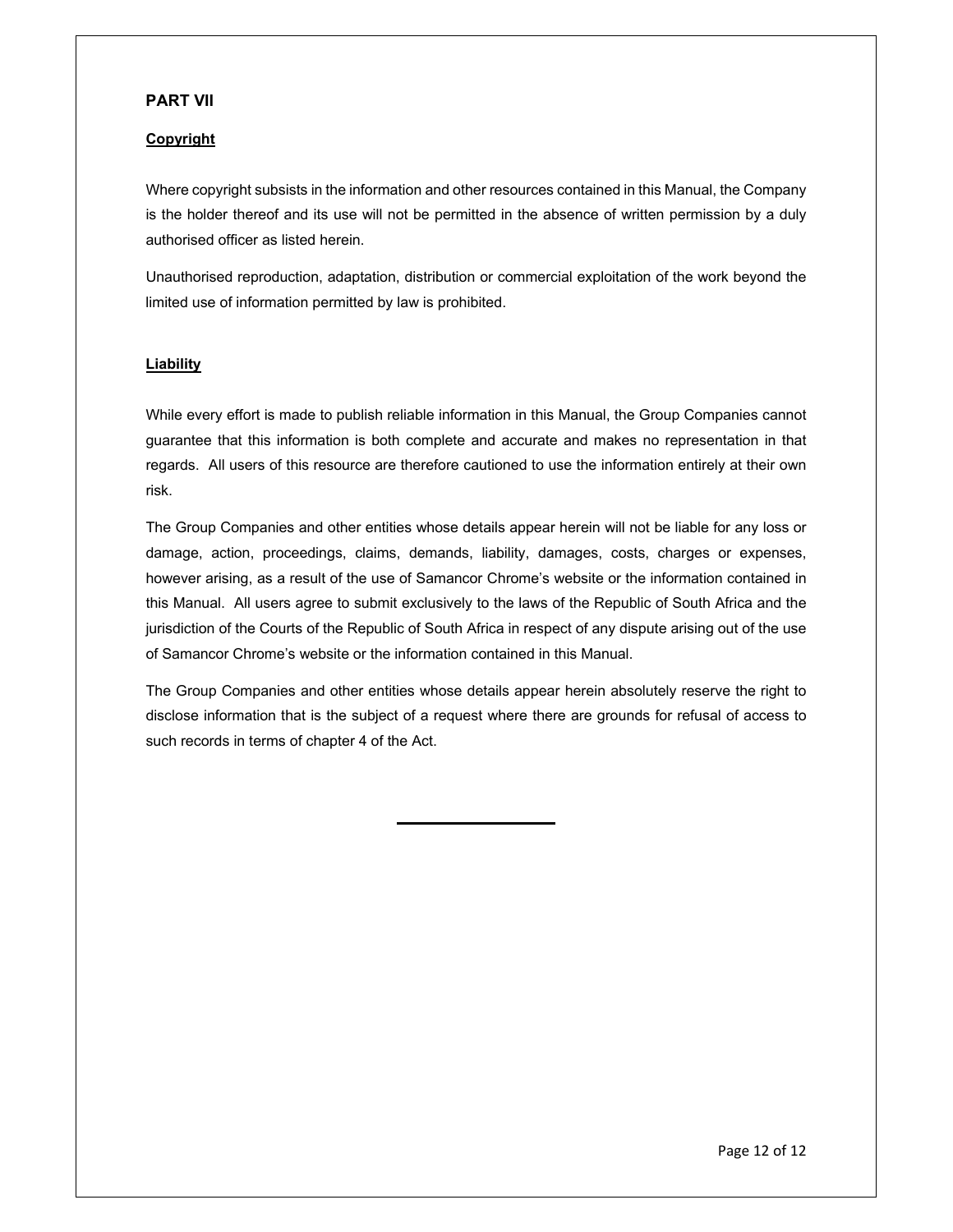## PART VII

**Copyright**

Where copyright subsists in the information and other resources contained in this Manual, the Company is the holder thereof and its use will not be permitted in the absence of written permission by a duly authorised officer as listed herein.

Unauthorised reproduction, adaptation, distribution or commercial exploitation of the work beyond the limited use of information permitted by law is prohibited.

**Liability**

While every effort is made to publish reliable information in this Manual, the Group Companies cannot guarantee that this information is both complete and accurate and makes no representation in that regards. All users of this resource are therefore cautioned to use the information entirely at their own risk.

The Group Companies and other entities whose details appear herein will not be liable for any loss or damage, action, proceedings, claims, demands, liability, damages, costs, charges or expenses, however arising, as a result of the use of Samancor Chrome's website or the information contained in this Manual. All users agree to submit exclusively to the laws of the Republic of South Africa and the jurisdiction of the Courts of the Republic of South Africa in respect of any dispute arising out of the use of Samancor Chrome's website or the information contained in this Manual.

The Group Companies and other entities whose details appear herein absolutely reserve the right to disclose information that is the subject of a request where there are grounds for refusal of access to such records in terms of chapter 4 of the Act.

---